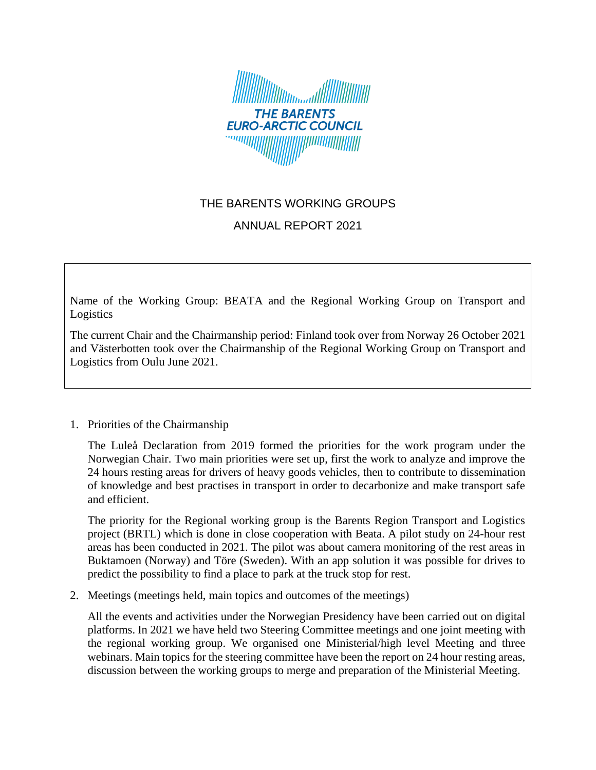THE BARENTS EURO-ARCTIC COUNCIL

# THE BARENTS WORKING GROUPS

# ANNUAL REPORT 2021

Name of the Working Group: BEATA and the Regional Working Group on Transport and Logistics

The current Chair and the Chairmanship period: Finland took over from Norway 26 October 2021 and Västerbotten took over the Chairmanship of the Regional Working Group on Transport and Logistics from Oulu June 2021.

1. Priorities of the Chairmanship

   The Luleå Declaration from 2019 formed the priorities for the work program under the Norwegian Chair. Two main priorities were set up, first the work to analyze and improve the 24 hours resting areas for drivers of heavy goods vehicles, then to contribute to dissemination of knowledge and best practises in transport in order to decarbonize and make transport safe and efficient.

   The priority for the Regional working group is the Barents Region Transport and Logistics project (BRTL) which is done in close cooperation with Beata. A pilot study on 24-hour rest areas has been conducted in 2021. The pilot was about camera monitoring of the rest areas in Buktamoen (Norway) and Töre (Sweden). With an app solution it was possible for drives to predict the possibility to find a place to park at the truck stop for rest.

2. Meetings (meetings held, main topics and outcomes of the meetings)

   All the events and activities under the Norwegian Presidency have been carried out on digital platforms. In 2021 we have held two Steering Committee meetings and one joint meeting with the regional working group. We organised one Ministerial/high level Meeting and three webinars. Main topics for the steering committee have been the report on 24 hour resting areas, discussion between the working groups to merge and preparation of the Ministerial Meeting.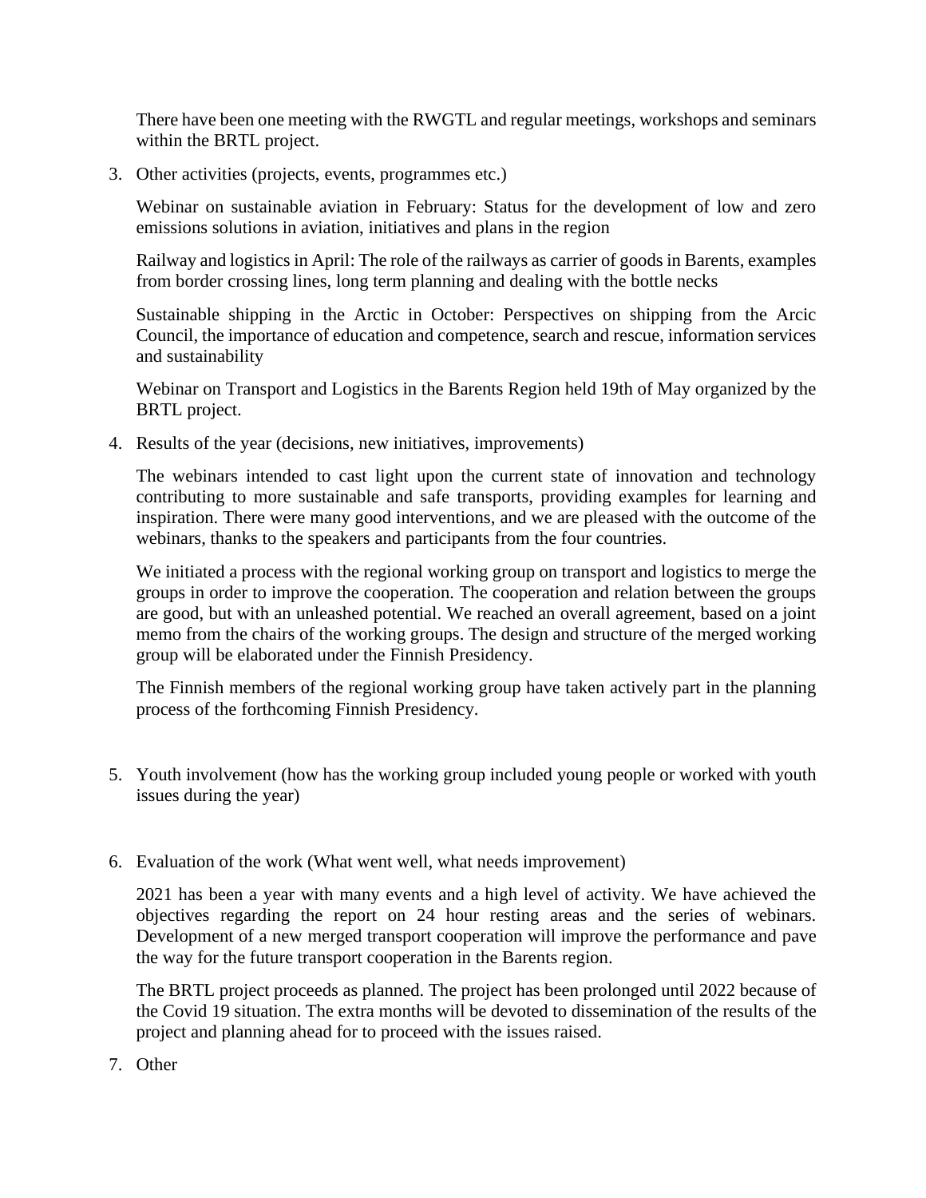There have been one meeting with the RWGTL and regular meetings, workshops and seminars within the BRTL project.

3. Other activities (projects, events, programmes etc.)

   Webinar on sustainable aviation in February: Status for the development of low and zero emissions solutions in aviation, initiatives and plans in the region

   Railway and logistics in April: The role of the railways as carrier of goods in Barents, examples from border crossing lines, long term planning and dealing with the bottle necks

   Sustainable shipping in the Arctic in October: Perspectives on shipping from the Arcic Council, the importance of education and competence, search and rescue, information services and sustainability

   Webinar on Transport and Logistics in the Barents Region held 19th of May organized by the BRTL project.

4. Results of the year (decisions, new initiatives, improvements)

   The webinars intended to cast light upon the current state of innovation and technology contributing to more sustainable and safe transports, providing examples for learning and inspiration. There were many good interventions, and we are pleased with the outcome of the webinars, thanks to the speakers and participants from the four countries.

   We initiated a process with the regional working group on transport and logistics to merge the groups in order to improve the cooperation. The cooperation and relation between the groups are good, but with an unleashed potential. We reached an overall agreement, based on a joint memo from the chairs of the working groups. The design and structure of the merged working group will be elaborated under the Finnish Presidency.

   The Finnish members of the regional working group have taken actively part in the planning process of the forthcoming Finnish Presidency.

5. Youth involvement (how has the working group included young people or worked with youth issues during the year)

6. Evaluation of the work (What went well, what needs improvement)

   2021 has been a year with many events and a high level of activity. We have achieved the objectives regarding the report on 24 hour resting areas and the series of webinars. Development of a new merged transport cooperation will improve the performance and pave the way for the future transport cooperation in the Barents region.

   The BRTL project proceeds as planned. The project has been prolonged until 2022 because of the Covid 19 situation. The extra months will be devoted to dissemination of the results of the project and planning ahead for to proceed with the issues raised.

7. Other